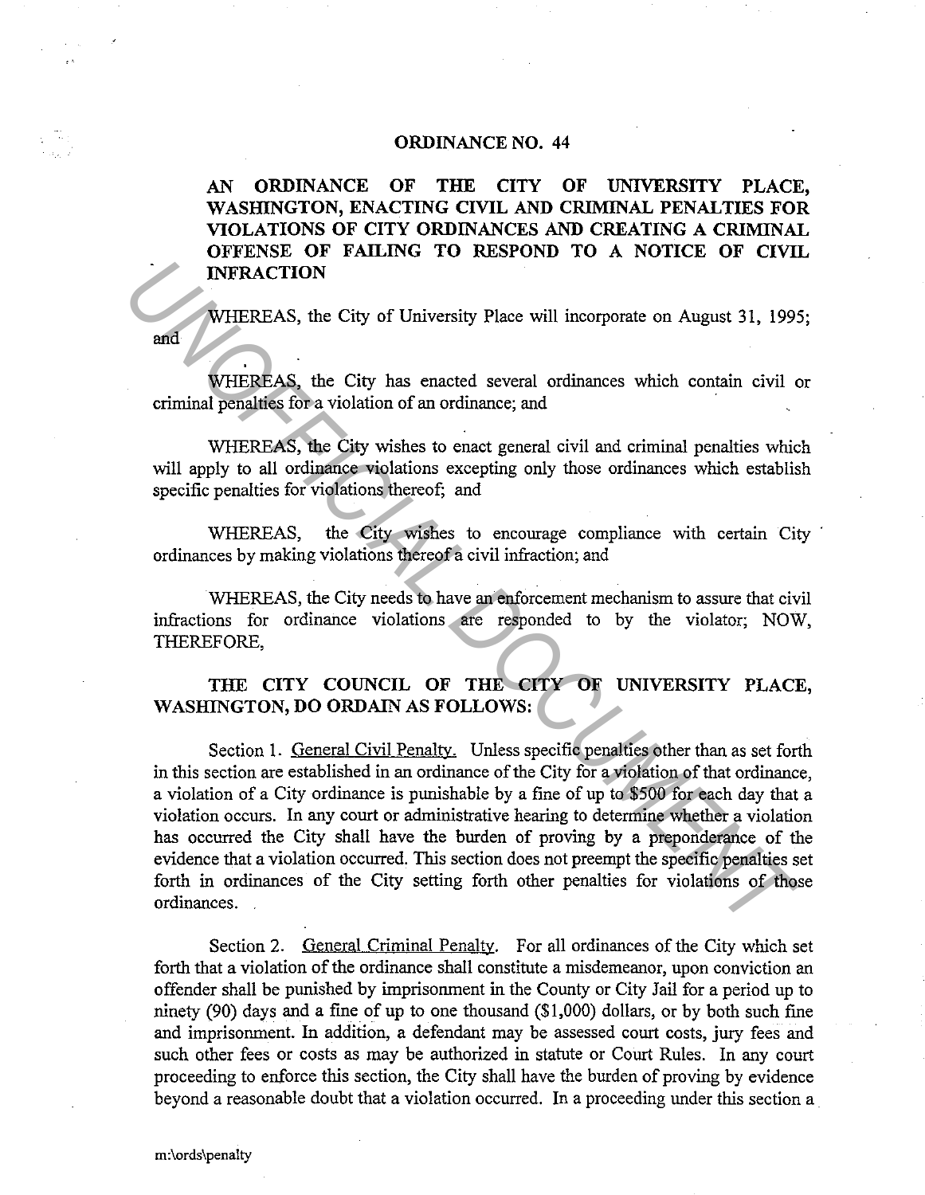# ORDINANCE NO. 44

**AN ORDINANCE OF THE CITY OF UNIVERSITY PLACE, WASHINGTON, ENACTING CIVIL AND CRIMINAL PENALTIES FOR VIOLATIONS OF CITY ORDINANCES AND CREATING A CRIMINAL OFFENSE OF FAILING TO RESPOND TO A NOTICE OF CIVIL INFRACTION**

WHEREAS, the City of University Place will incorporate on August 31, 1995; and

WHEREAS, the City has enacted several ordinances which contain civil or criminal penalties for a violation of an ordinance; and

WHEREAS, the City wishes to enact general civil and criminal penalties which will apply to all ordinance violations excepting only those ordinances which establish specific penalties for violations thereof; and

WHEREAS, the City wishes to encourage compliance with certain City ordinances by making violations thereof a civil infraction; and

WHEREAS, the City needs to have an enforcement mechanism to assure that civil infractions for ordinance violations are responded to by the violator; NOW, THEREFORE,

**THE CITY COUNCIL OF THE CITY OF UNIVERSITY PLACE, WASHINGTON, DO ORDAIN AS FOLLOWS:**

Section 1. General Civil Penalty. Unless specific penalties other than as set forth in this section are established in an ordinance of the City for a violation of that ordinance, a violation of a City ordinance is punishable by a fine of up to $500 for each day that a violation occurs. In any court or administrative hearing to determine whether a violation has occurred the City shall have the burden of proving by a preponderance of the evidence that a violation occurred. This section does not preempt the specific penalties set forth in ordinances of the City setting forth other penalties for violations of those ordinances.

Section 2. General Criminal Penalty. For all ordinances of the City which set forth that a violation of the ordinance shall constitute a misdemeanor, upon conviction an offender shall be punished by imprisonment in the County or City Jail for a period up to ninety (90) days and a fine of up to one thousand ($1,000) dollars, or by both such fine and imprisonment. In addition, a defendant may be assessed court costs, jury fees and such other fees or costs as may be authorized in statute or Court Rules. In any court proceeding to enforce this section, the City shall have the burden of proving by evidence beyond a reasonable doubt that a violation occurred. In a proceeding under this section a

m:\ords\penalty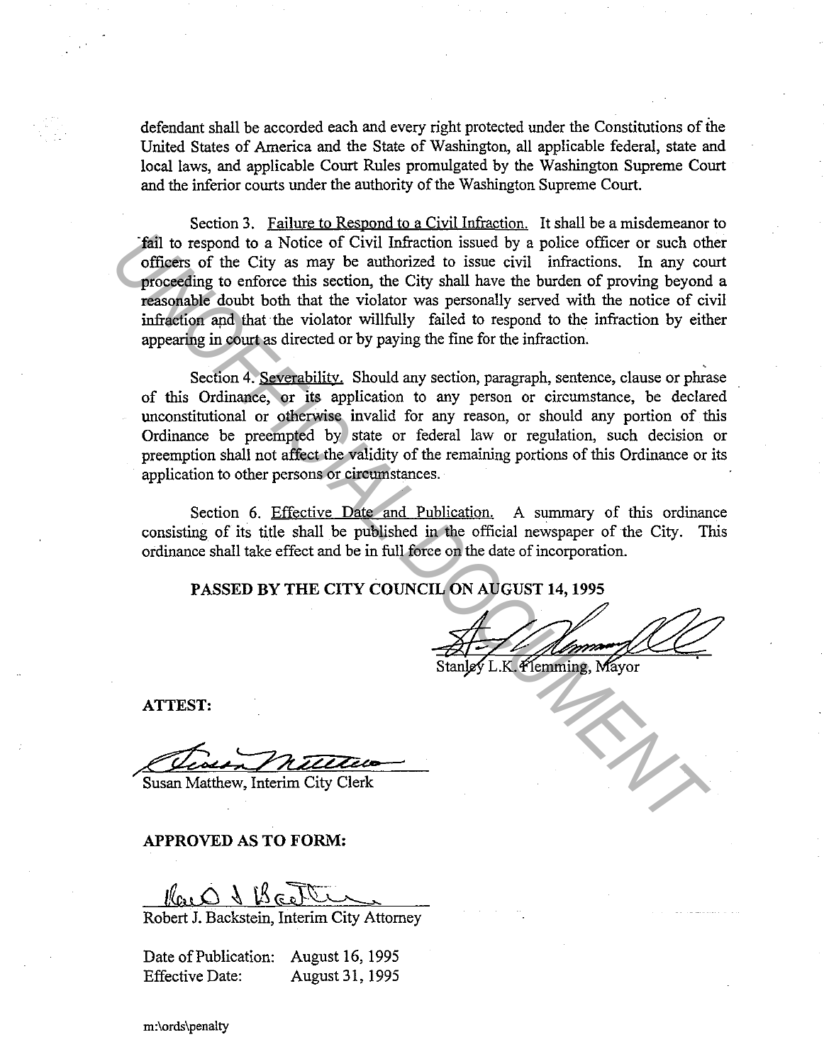defendant shall be accorded each and every right protected under the Constitutions of the United States of America and the State of Washington, all applicable federal, state and local laws, and applicable Court Rules promulgated by the Washington Supreme Court and the inferior courts under the authority of the Washington Supreme Court.

Section 3. Failure to Respond to a Civil Infraction. It shall be a misdemeanor to fail to respond to a Notice of Civil Infraction issued by a police officer or such other officers of the City as may be authorized to issue civil infractions. In any court proceeding to enforce this section, the City shall have the burden of proving beyond a reasonable doubt both that the violator was personally served with the notice of civil infraction and that the violator willfully failed to respond to the infraction by either appearing in court as directed or by paying the fine for the infraction.

Section 4. Severability. Should any section, paragraph, sentence, clause or phrase of this Ordinance, or its application to any person or circumstance, be declared unconstitutional or otherwise invalid for any reason, or should any portion of this Ordinance be preempted by state or federal law or regulation, such decision or preemption shall not affect the validity of the remaining portions of this Ordinance or its application to other persons or circumstances.

Section 6. Effective Date and Publication. A summary of this ordinance consisting of its title shall be published in the official newspaper of the City. This ordinance shall take effect and be in full force on the date of incorporation.

**PASSED BY THE CITY COUNCIL ON AUGUST 14, 1995**

Stanley L.K. Flemming, Mayor

**ATTEST:**

Susan Matthew, Interim City Clerk

**APPROVED AS TO FORM:**

Robert J. Backstein, Interim City Attorney

Date of Publication: August 16, 1995
Effective Date: August 31, 1995

m:\ords\penalty